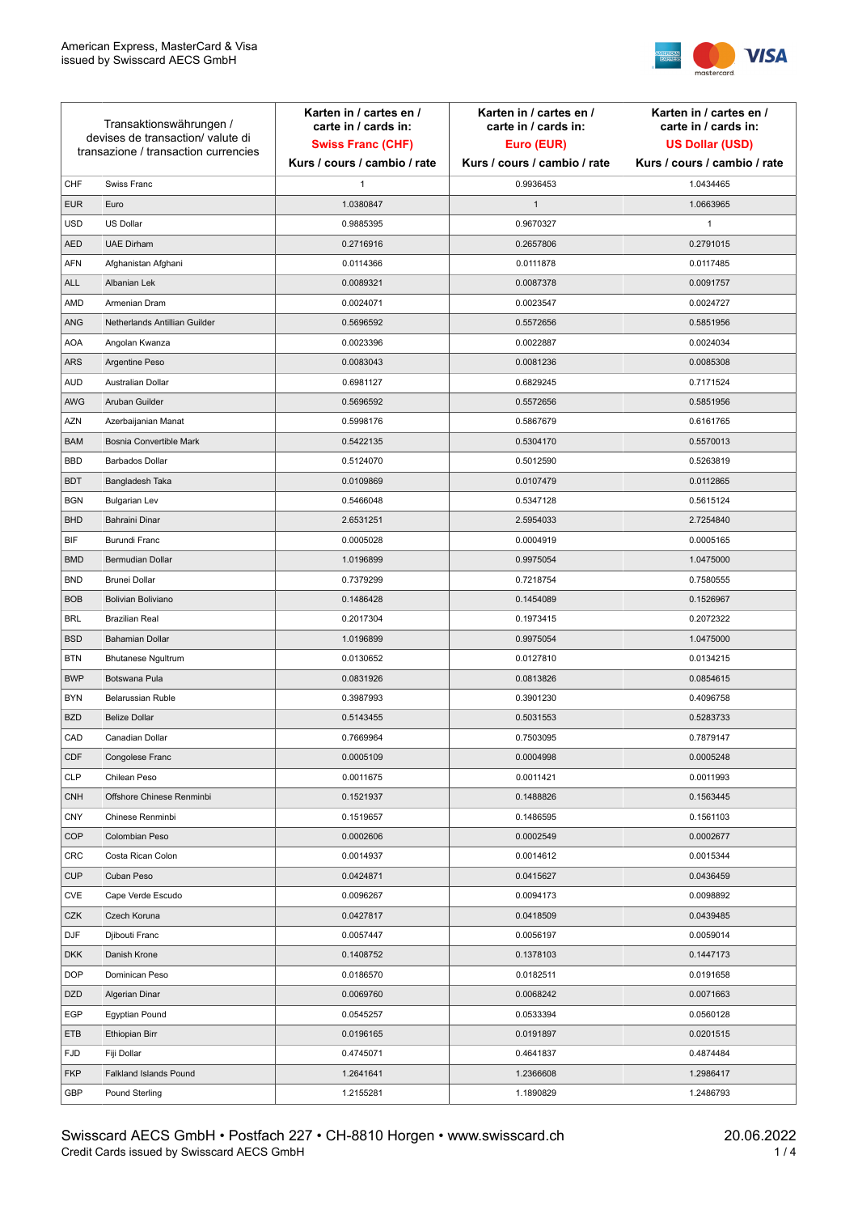American Express, MasterCard & Visa
issued by Swisscard AECS GmbH

| Transaktionswährungen / devises de transaction/ valute di transazione / transaction currencies | | Karten in / cartes en / carte in / cards in: **Swiss Franc (CHF)** Kurs / cours / cambio / rate | Karten in / cartes en / carte in / cards in: **Euro (EUR)** Kurs / cours / cambio / rate | Karten in / cartes en / carte in / cards in: **US Dollar (USD)** Kurs / cours / cambio / rate |
|---|---|---|---|---|
| CHF | Swiss Franc | 1 | 0.9936453 | 1.0434465 |
| EUR | Euro | 1.0380847 | 1 | 1.0663965 |
| USD | US Dollar | 0.9885395 | 0.9670327 | 1 |
| AED | UAE Dirham | 0.2716916 | 0.2657806 | 0.2791015 |
| AFN | Afghanistan Afghani | 0.0114366 | 0.0111878 | 0.0117485 |
| ALL | Albanian Lek | 0.0089321 | 0.0087378 | 0.0091757 |
| AMD | Armenian Dram | 0.0024071 | 0.0023547 | 0.0024727 |
| ANG | Netherlands Antillian Guilder | 0.5696592 | 0.5572656 | 0.5851956 |
| AOA | Angolan Kwanza | 0.0023396 | 0.0022887 | 0.0024034 |
| ARS | Argentine Peso | 0.0083043 | 0.0081236 | 0.0085308 |
| AUD | Australian Dollar | 0.6981127 | 0.6829245 | 0.7171524 |
| AWG | Aruban Guilder | 0.5696592 | 0.5572656 | 0.5851956 |
| AZN | Azerbaijanian Manat | 0.5998176 | 0.5867679 | 0.6161765 |
| BAM | Bosnia Convertible Mark | 0.5422135 | 0.5304170 | 0.5570013 |
| BBD | Barbados Dollar | 0.5124070 | 0.5012590 | 0.5263819 |
| BDT | Bangladesh Taka | 0.0109869 | 0.0107479 | 0.0112865 |
| BGN | Bulgarian Lev | 0.5466048 | 0.5347128 | 0.5615124 |
| BHD | Bahraini Dinar | 2.6531251 | 2.5954033 | 2.7254840 |
| BIF | Burundi Franc | 0.0005028 | 0.0004919 | 0.0005165 |
| BMD | Bermudian Dollar | 1.0196899 | 0.9975054 | 1.0475000 |
| BND | Brunei Dollar | 0.7379299 | 0.7218754 | 0.7580555 |
| BOB | Bolivian Boliviano | 0.1486428 | 0.1454089 | 0.1526967 |
| BRL | Brazilian Real | 0.2017304 | 0.1973415 | 0.2072322 |
| BSD | Bahamian Dollar | 1.0196899 | 0.9975054 | 1.0475000 |
| BTN | Bhutanese Ngultrum | 0.0130652 | 0.0127810 | 0.0134215 |
| BWP | Botswana Pula | 0.0831926 | 0.0813826 | 0.0854615 |
| BYN | Belarussian Ruble | 0.3987993 | 0.3901230 | 0.4096758 |
| BZD | Belize Dollar | 0.5143455 | 0.5031553 | 0.5283733 |
| CAD | Canadian Dollar | 0.7669964 | 0.7503095 | 0.7879147 |
| CDF | Congolese Franc | 0.0005109 | 0.0004998 | 0.0005248 |
| CLP | Chilean Peso | 0.0011675 | 0.0011421 | 0.0011993 |
| CNH | Offshore Chinese Renminbi | 0.1521937 | 0.1488826 | 0.1563445 |
| CNY | Chinese Renminbi | 0.1519657 | 0.1486595 | 0.1561103 |
| COP | Colombian Peso | 0.0002606 | 0.0002549 | 0.0002677 |
| CRC | Costa Rican Colon | 0.0014937 | 0.0014612 | 0.0015344 |
| CUP | Cuban Peso | 0.0424871 | 0.0415627 | 0.0436459 |
| CVE | Cape Verde Escudo | 0.0096267 | 0.0094173 | 0.0098892 |
| CZK | Czech Koruna | 0.0427817 | 0.0418509 | 0.0439485 |
| DJF | Djibouti Franc | 0.0057447 | 0.0056197 | 0.0059014 |
| DKK | Danish Krone | 0.1408752 | 0.1378103 | 0.1447173 |
| DOP | Dominican Peso | 0.0186570 | 0.0182511 | 0.0191658 |
| DZD | Algerian Dinar | 0.0069760 | 0.0068242 | 0.0071663 |
| EGP | Egyptian Pound | 0.0545257 | 0.0533394 | 0.0560128 |
| ETB | Ethiopian Birr | 0.0196165 | 0.0191897 | 0.0201515 |
| FJD | Fiji Dollar | 0.4745071 | 0.4641837 | 0.4874484 |
| FKP | Falkland Islands Pound | 1.2641641 | 1.2366608 | 1.2986417 |
| GBP | Pound Sterling | 1.2155281 | 1.1890829 | 1.2486793 |

Swisscard AECS GmbH • Postfach 227 • CH-8810 Horgen • www.swisscard.ch
Credit Cards issued by Swisscard AECS GmbH

20.06.2022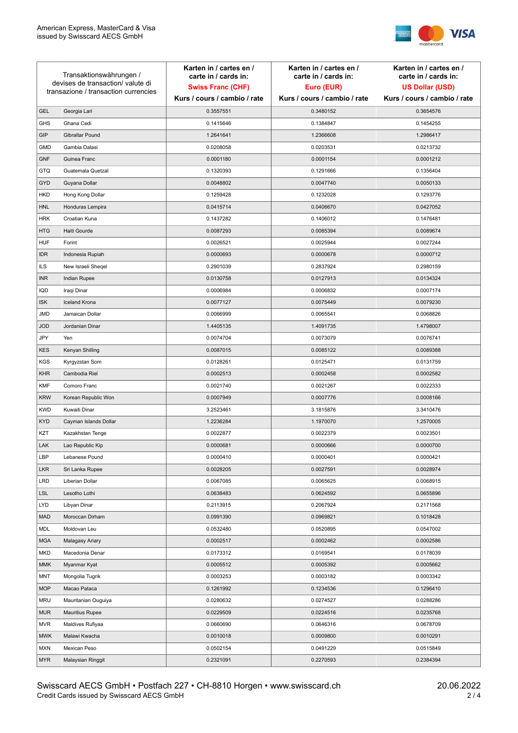| Transaktionswährungen / devises de transaction/ valute di transazione / transaction currencies | | Karten in / cartes en / carte in / cards in: **Swiss Franc (CHF)** Kurs / cours / cambio / rate | Karten in / cartes en / carte in / cards in: **Euro (EUR)** Kurs / cours / cambio / rate | Karten in / cartes en / carte in / cards in: **US Dollar (USD)** Kurs / cours / cambio / rate |
|---|---|---|---|---|
| GEL | Georgia Lari | 0.3557551 | 0.3480152 | 0.3654576 |
| GHS | Ghana Cedi | 0.1415646 | 0.1384847 | 0.1454255 |
| GIP | Gibraltar Pound | 1.2641641 | 1.2366608 | 1.2986417 |
| GMD | Gambia Dalasi | 0.0208058 | 0.0203531 | 0.0213732 |
| GNF | Guinea Franc | 0.0001180 | 0.0001154 | 0.0001212 |
| GTQ | Guatemala Quetzal | 0.1320393 | 0.1291666 | 0.1356404 |
| GYD | Guyana Dollar | 0.0048802 | 0.0047740 | 0.0050133 |
| HKD | Hong Kong Dollar | 0.1259428 | 0.1232028 | 0.1293776 |
| HNL | Honduras Lempira | 0.0415714 | 0.0406670 | 0.0427052 |
| HRK | Croatian Kuna | 0.1437282 | 0.1406012 | 0.1476481 |
| HTG | Haiti Gourde | 0.0087293 | 0.0085394 | 0.0089674 |
| HUF | Forint | 0.0026521 | 0.0025944 | 0.0027244 |
| IDR | Indonesia Rupiah | 0.0000693 | 0.0000678 | 0.0000712 |
| ILS | New Israeli Sheqel | 0.2901039 | 0.2837924 | 0.2980159 |
| INR | Indian Rupee | 0.0130758 | 0.0127913 | 0.0134324 |
| IQD | Iraqi Dinar | 0.0006984 | 0.0006832 | 0.0007174 |
| ISK | Iceland Krona | 0.0077127 | 0.0075449 | 0.0079230 |
| JMD | Jamaican Dollar | 0.0066999 | 0.0065541 | 0.0068826 |
| JOD | Jordanian Dinar | 1.4405135 | 1.4091735 | 1.4798007 |
| JPY | Yen | 0.0074704 | 0.0073079 | 0.0076741 |
| KES | Kenyan Shilling | 0.0087015 | 0.0085122 | 0.0089388 |
| KGS | Kyrgyzstan Som | 0.0128261 | 0.0125471 | 0.0131759 |
| KHR | Cambodia Riel | 0.0002513 | 0.0002458 | 0.0002582 |
| KMF | Comoro Franc | 0.0021740 | 0.0021267 | 0.0022333 |
| KRW | Korean Republic Won | 0.0007949 | 0.0007776 | 0.0008166 |
| KWD | Kuwaiti Dinar | 3.2523461 | 3.1815876 | 3.3410476 |
| KYD | Cayman Islands Dollar | 1.2236284 | 1.1970070 | 1.2570005 |
| KZT | Kazakhstan Tenge | 0.0022877 | 0.0022379 | 0.0023501 |
| LAK | Lao Republic Kip | 0.0000681 | 0.0000666 | 0.0000700 |
| LBP | Lebanese Pound | 0.0000410 | 0.0000401 | 0.0000421 |
| LKR | Sri Lanka Rupee | 0.0028205 | 0.0027591 | 0.0028974 |
| LRD | Liberian Dollar | 0.0067085 | 0.0065625 | 0.0068915 |
| LSL | Lesotho Lothi | 0.0638483 | 0.0624592 | 0.0655896 |
| LYD | Libyan Dinar | 0.2113915 | 0.2067924 | 0.2171568 |
| MAD | Moroccan Dirham | 0.0991390 | 0.0969821 | 0.1018428 |
| MDL | Moldovan Leu | 0.0532480 | 0.0520895 | 0.0547002 |
| MGA | Malagasy Ariary | 0.0002517 | 0.0002462 | 0.0002586 |
| MKD | Macedonia Denar | 0.0173312 | 0.0169541 | 0.0178039 |
| MMK | Myanmar Kyat | 0.0005512 | 0.0005392 | 0.0005662 |
| MNT | Mongolia Tugrik | 0.0003253 | 0.0003182 | 0.0003342 |
| MOP | Macao Pataca | 0.1261992 | 0.1234536 | 0.1296410 |
| MRU | Mauritanian Ouguiya | 0.0280632 | 0.0274527 | 0.0288286 |
| MUR | Mauritius Rupee | 0.0229509 | 0.0224516 | 0.0235768 |
| MVR | Maldives Rufiyaa | 0.0660690 | 0.0646316 | 0.0678709 |
| MWK | Malawi Kwacha | 0.0010018 | 0.0009800 | 0.0010291 |
| MXN | Mexican Peso | 0.0502154 | 0.0491229 | 0.0515849 |
| MYR | Malaysian Ringgit | 0.2321091 | 0.2270593 | 0.2384394 |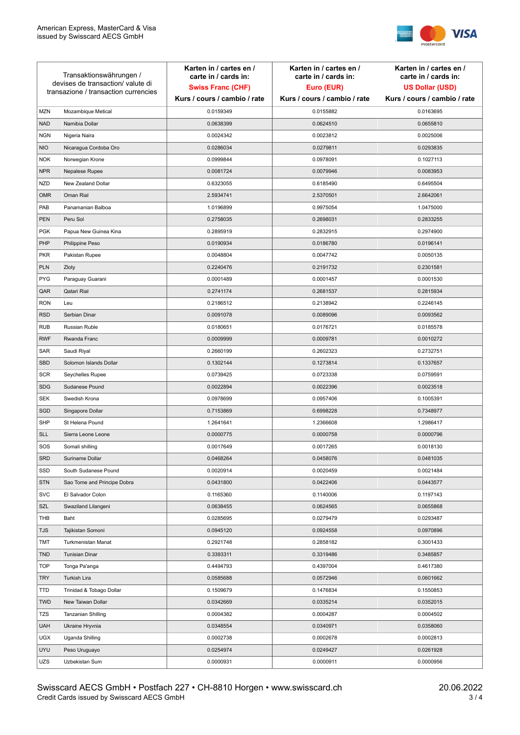| Transaktionswährungen / devises de transaction/ valute di transazione / transaction currencies | | Karten in / cartes en / carte in / cards in: **Swiss Franc (CHF)** Kurs / cours / cambio / rate | Karten in / cartes en / carte in / cards in: **Euro (EUR)** Kurs / cours / cambio / rate | Karten in / cartes en / carte in / cards in: **US Dollar (USD)** Kurs / cours / cambio / rate |
|---|---|---|---|---|
| MZN | Mozambique Metical | 0.0159349 | 0.0155882 | 0.0163695 |
| NAD | Namibia Dollar | 0.0638399 | 0.0624510 | 0.0655810 |
| NGN | Nigeria Naira | 0.0024342 | 0.0023812 | 0.0025006 |
| NIO | Nicaragua Cordoba Oro | 0.0286034 | 0.0279811 | 0.0293835 |
| NOK | Norwegian Krone | 0.0999844 | 0.0978091 | 0.1027113 |
| NPR | Nepalese Rupee | 0.0081724 | 0.0079946 | 0.0083953 |
| NZD | New Zealand Dollar | 0.6323055 | 0.6185490 | 0.6495504 |
| OMR | Oman Rial | 2.5934741 | 2.5370501 | 2.6642061 |
| PAB | Panamanian Balboa | 1.0196899 | 0.9975054 | 1.0475000 |
| PEN | Peru Sol | 0.2758035 | 0.2698031 | 0.2833255 |
| PGK | Papua New Guinea Kina | 0.2895919 | 0.2832915 | 0.2974900 |
| PHP | Philippine Peso | 0.0190934 | 0.0186780 | 0.0196141 |
| PKR | Pakistan Rupee | 0.0048804 | 0.0047742 | 0.0050135 |
| PLN | Zloty | 0.2240476 | 0.2191732 | 0.2301581 |
| PYG | Paraguay Guarani | 0.0001489 | 0.0001457 | 0.0001530 |
| QAR | Qatari Rial | 0.2741174 | 0.2681537 | 0.2815934 |
| RON | Leu | 0.2186512 | 0.2138942 | 0.2246145 |
| RSD | Serbian Dinar | 0.0091078 | 0.0089096 | 0.0093562 |
| RUB | Russian Ruble | 0.0180651 | 0.0176721 | 0.0185578 |
| RWF | Rwanda Franc | 0.0009999 | 0.0009781 | 0.0010272 |
| SAR | Saudi Riyal | 0.2660199 | 0.2602323 | 0.2732751 |
| SBD | Solomon Islands Dollar | 0.1302144 | 0.1273814 | 0.1337657 |
| SCR | Seychelles Rupee | 0.0739425 | 0.0723338 | 0.0759591 |
| SDG | Sudanese Pound | 0.0022894 | 0.0022396 | 0.0023518 |
| SEK | Swedish Krona | 0.0978699 | 0.0957406 | 0.1005391 |
| SGD | Singapore Dollar | 0.7153869 | 0.6998228 | 0.7348977 |
| SHP | St Helena Pound | 1.2641641 | 1.2366608 | 1.2986417 |
| SLL | Sierra Leone Leone | 0.0000775 | 0.0000758 | 0.0000796 |
| SOS | Somali shilling | 0.0017649 | 0.0017265 | 0.0018130 |
| SRD | Suriname Dollar | 0.0468264 | 0.0458076 | 0.0481035 |
| SSD | South Sudanese Pound | 0.0020914 | 0.0020459 | 0.0021484 |
| STN | Sao Tome and Principe Dobra | 0.0431800 | 0.0422406 | 0.0443577 |
| SVC | El Salvador Colon | 0.1165360 | 0.1140006 | 0.1197143 |
| SZL | Swaziland Lilangeni | 0.0638455 | 0.0624565 | 0.0655868 |
| THB | Baht | 0.0285695 | 0.0279479 | 0.0293487 |
| TJS | Tajikistan Somoni | 0.0945120 | 0.0924558 | 0.0970896 |
| TMT | Turkmenistan Manat | 0.2921748 | 0.2858182 | 0.3001433 |
| TND | Tunisian Dinar | 0.3393311 | 0.3319486 | 0.3485857 |
| TOP | Tonga Pa'anga | 0.4494793 | 0.4397004 | 0.4617380 |
| TRY | Turkish Lira | 0.0585688 | 0.0572946 | 0.0601662 |
| TTD | Trinidad & Tobago Dollar | 0.1509679 | 0.1476834 | 0.1550853 |
| TWD | New Taiwan Dollar | 0.0342669 | 0.0335214 | 0.0352015 |
| TZS | Tanzanian Shilling | 0.0004382 | 0.0004287 | 0.0004502 |
| UAH | Ukraine Hryvnia | 0.0348554 | 0.0340971 | 0.0358060 |
| UGX | Uganda Shilling | 0.0002738 | 0.0002678 | 0.0002813 |
| UYU | Peso Uruguayo | 0.0254974 | 0.0249427 | 0.0261928 |
| UZS | Uzbekistan Sum | 0.0000931 | 0.0000911 | 0.0000956 |

Swisscard AECS GmbH • Postfach 227 • CH-8810 Horgen • www.swisscard.ch
Credit Cards issued by Swisscard AECS GmbH

20.06.2022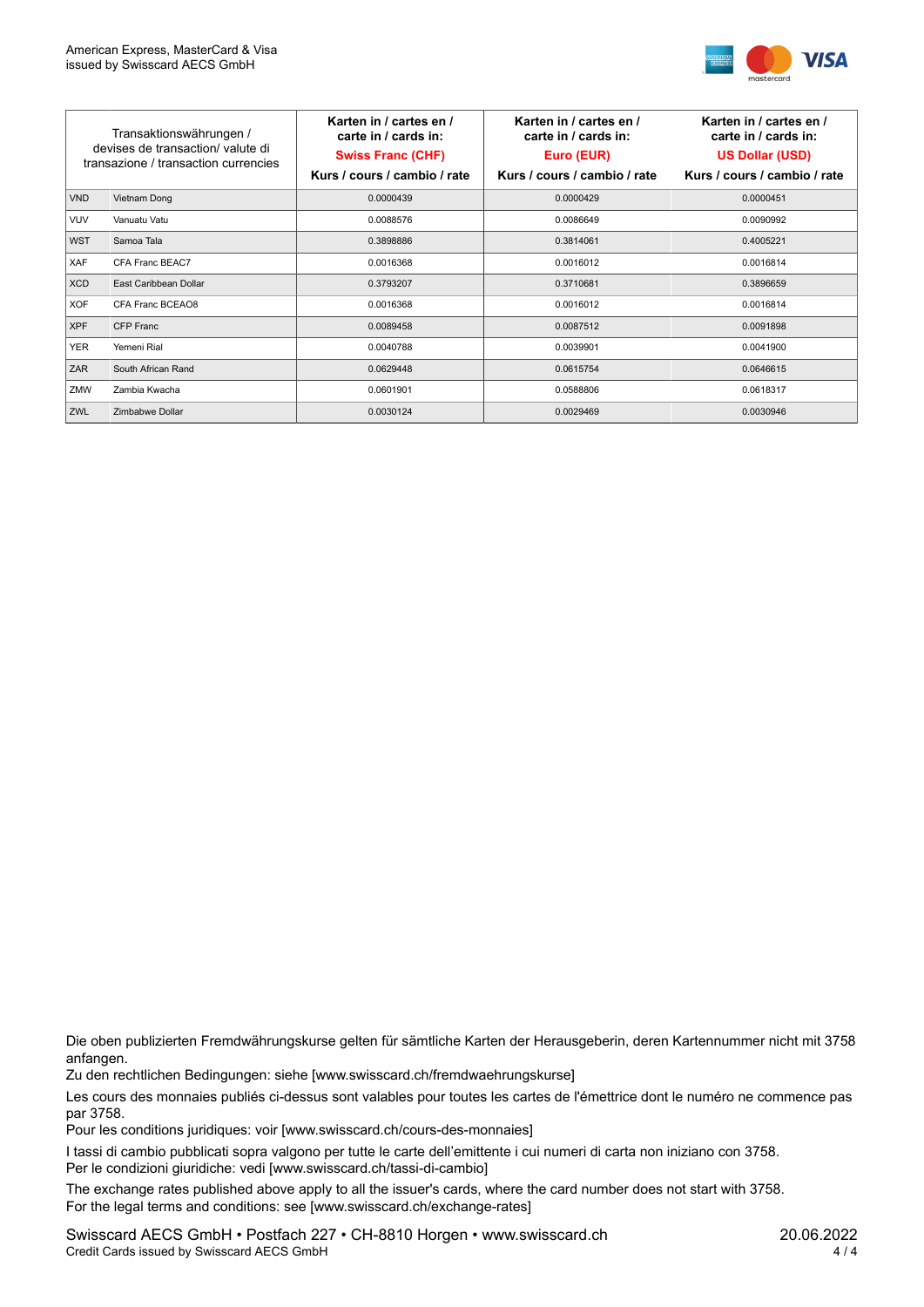| Transaktionswährungen / devises de transaction/ valute di transazione / transaction currencies | | Karten in / cartes en / carte in / cards in: **Swiss Franc (CHF)** Kurs / cours / cambio / rate | Karten in / cartes en / carte in / cards in: **Euro (EUR)** Kurs / cours / cambio / rate | Karten in / cartes en / carte in / cards in: **US Dollar (USD)** Kurs / cours / cambio / rate |
|---|---|---|---|---|
| VND | Vietnam Dong | 0.0000439 | 0.0000429 | 0.0000451 |
| VUV | Vanuatu Vatu | 0.0088576 | 0.0086649 | 0.0090992 |
| WST | Samoa Tala | 0.3898886 | 0.3814061 | 0.4005221 |
| XAF | CFA Franc BEAC7 | 0.0016368 | 0.0016012 | 0.0016814 |
| XCD | East Caribbean Dollar | 0.3793207 | 0.3710681 | 0.3896659 |
| XOF | CFA Franc BCEAO8 | 0.0016368 | 0.0016012 | 0.0016814 |
| XPF | CFP Franc | 0.0089458 | 0.0087512 | 0.0091898 |
| YER | Yemeni Rial | 0.0040788 | 0.0039901 | 0.0041900 |
| ZAR | South African Rand | 0.0629448 | 0.0615754 | 0.0646615 |
| ZMW | Zambia Kwacha | 0.0601901 | 0.0588806 | 0.0618317 |
| ZWL | Zimbabwe Dollar | 0.0030124 | 0.0029469 | 0.0030946 |

Die oben publizierten Fremdwährungskurse gelten für sämtliche Karten der Herausgeberin, deren Kartennummer nicht mit 3758 anfangen.
Zu den rechtlichen Bedingungen: siehe [www.swisscard.ch/fremdwaehrungskurse]

Les cours des monnaies publiés ci-dessus sont valables pour toutes les cartes de l'émettrice dont le numéro ne commence pas par 3758.
Pour les conditions juridiques: voir [www.swisscard.ch/cours-des-monnaies]

I tassi di cambio pubblicati sopra valgono per tutte le carte dell'emittente i cui numeri di carta non iniziano con 3758.
Per le condizioni giuridiche: vedi [www.swisscard.ch/tassi-di-cambio]

The exchange rates published above apply to all the issuer's cards, where the card number does not start with 3758.
For the legal terms and conditions: see [www.swisscard.ch/exchange-rates]

Swisscard AECS GmbH • Postfach 227 • CH-8810 Horgen • www.swisscard.ch
Credit Cards issued by Swisscard AECS GmbH

20.06.2022